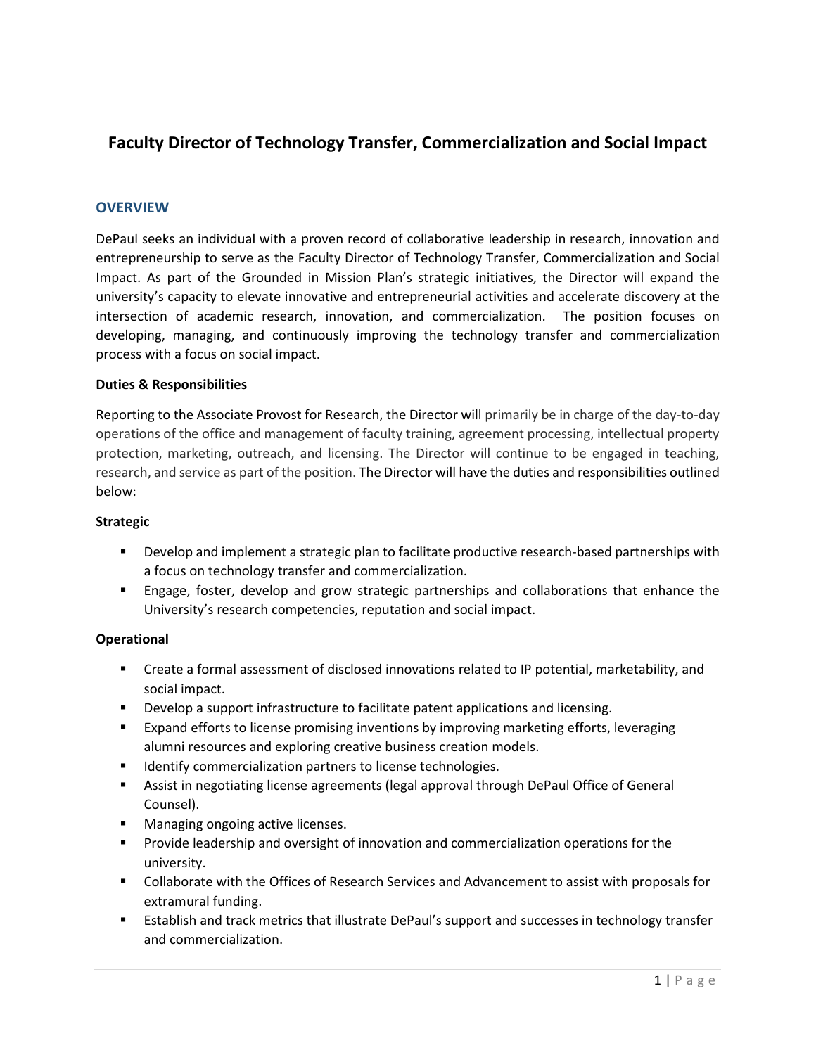# Faculty Director of Technology Transfer, Commercialization and Social Impact

## OVERVIEW

DePaul seeks an individual with a proven record of collaborative leadership in research, innovation and entrepreneurship to serve as the Faculty Director of Technology Transfer, Commercialization and Social Impact. As part of the Grounded in Mission Plan's strategic initiatives, the Director will expand the university's capacity to elevate innovative and entrepreneurial activities and accelerate discovery at the intersection of academic research, innovation, and commercialization. The position focuses on developing, managing, and continuously improving the technology transfer and commercialization process with a focus on social impact.

**Duties & Responsibilities**

Reporting to the Associate Provost for Research, the Director will primarily be in charge of the day-to-day operations of the office and management of faculty training, agreement processing, intellectual property protection, marketing, outreach, and licensing. The Director will continue to be engaged in teaching, research, and service as part of the position. The Director will have the duties and responsibilities outlined below:

**Strategic**

- Develop and implement a strategic plan to facilitate productive research-based partnerships with a focus on technology transfer and commercialization.
- Engage, foster, develop and grow strategic partnerships and collaborations that enhance the University's research competencies, reputation and social impact.

**Operational**

- Create a formal assessment of disclosed innovations related to IP potential, marketability, and social impact.
- Develop a support infrastructure to facilitate patent applications and licensing.
- Expand efforts to license promising inventions by improving marketing efforts, leveraging alumni resources and exploring creative business creation models.
- Identify commercialization partners to license technologies.
- Assist in negotiating license agreements (legal approval through DePaul Office of General Counsel).
- Managing ongoing active licenses.
- Provide leadership and oversight of innovation and commercialization operations for the university.
- Collaborate with the Offices of Research Services and Advancement to assist with proposals for extramural funding.
- Establish and track metrics that illustrate DePaul's support and successes in technology transfer and commercialization.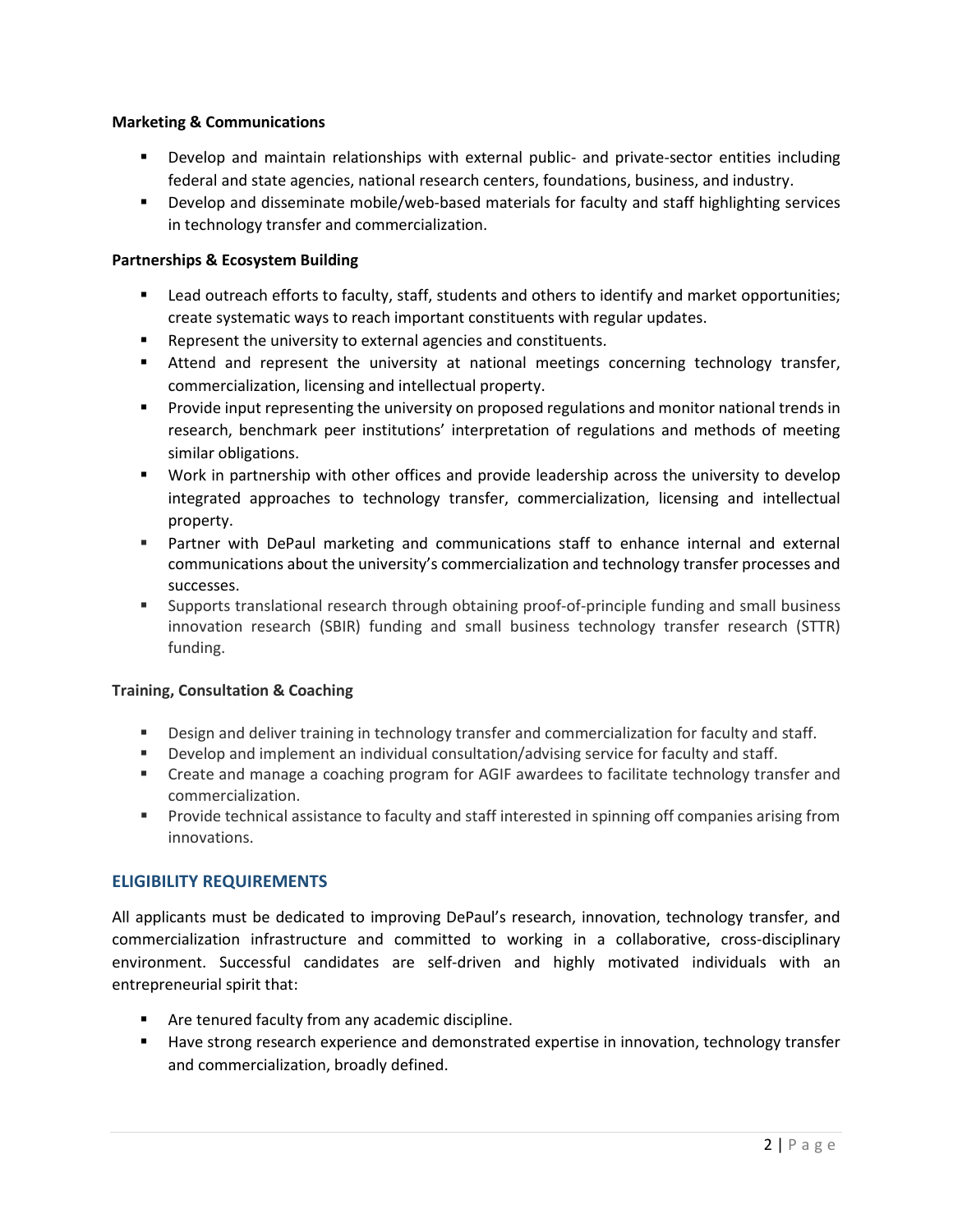**Marketing & Communications**

- Develop and maintain relationships with external public- and private-sector entities including federal and state agencies, national research centers, foundations, business, and industry.
- Develop and disseminate mobile/web-based materials for faculty and staff highlighting services in technology transfer and commercialization.

**Partnerships & Ecosystem Building**

- Lead outreach efforts to faculty, staff, students and others to identify and market opportunities; create systematic ways to reach important constituents with regular updates.
- Represent the university to external agencies and constituents.
- Attend and represent the university at national meetings concerning technology transfer, commercialization, licensing and intellectual property.
- Provide input representing the university on proposed regulations and monitor national trends in research, benchmark peer institutions' interpretation of regulations and methods of meeting similar obligations.
- Work in partnership with other offices and provide leadership across the university to develop integrated approaches to technology transfer, commercialization, licensing and intellectual property.
- Partner with DePaul marketing and communications staff to enhance internal and external communications about the university's commercialization and technology transfer processes and successes.
- Supports translational research through obtaining proof-of-principle funding and small business innovation research (SBIR) funding and small business technology transfer research (STTR) funding.

**Training, Consultation & Coaching**

- Design and deliver training in technology transfer and commercialization for faculty and staff.
- Develop and implement an individual consultation/advising service for faculty and staff.
- Create and manage a coaching program for AGIF awardees to facilitate technology transfer and commercialization.
- Provide technical assistance to faculty and staff interested in spinning off companies arising from innovations.

## ELIGIBILITY REQUIREMENTS

All applicants must be dedicated to improving DePaul's research, innovation, technology transfer, and commercialization infrastructure and committed to working in a collaborative, cross-disciplinary environment. Successful candidates are self-driven and highly motivated individuals with an entrepreneurial spirit that:

- Are tenured faculty from any academic discipline.
- Have strong research experience and demonstrated expertise in innovation, technology transfer and commercialization, broadly defined.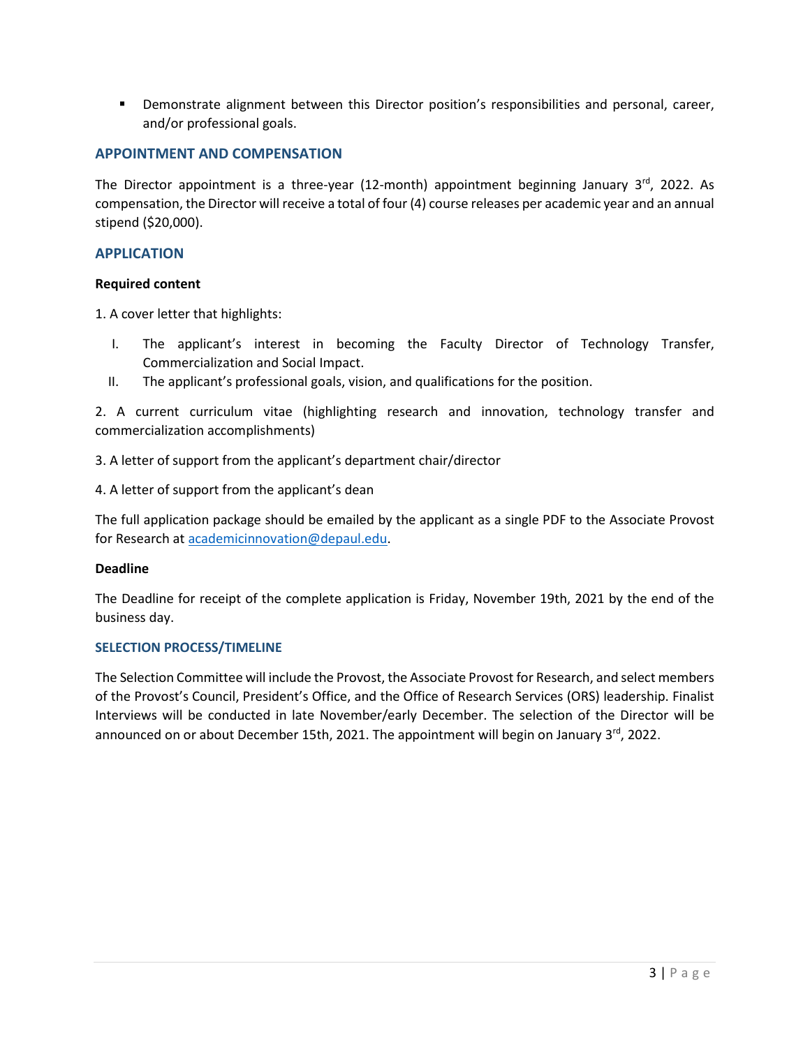- Demonstrate alignment between this Director position's responsibilities and personal, career, and/or professional goals.

## APPOINTMENT AND COMPENSATION

The Director appointment is a three-year (12-month) appointment beginning January 3rd, 2022. As compensation, the Director will receive a total of four (4) course releases per academic year and an annual stipend ($20,000).

## APPLICATION

**Required content**

1. A cover letter that highlights:

   I. The applicant's interest in becoming the Faculty Director of Technology Transfer, Commercialization and Social Impact.

   II. The applicant's professional goals, vision, and qualifications for the position.

2. A current curriculum vitae (highlighting research and innovation, technology transfer and commercialization accomplishments)

3. A letter of support from the applicant's department chair/director

4. A letter of support from the applicant's dean

The full application package should be emailed by the applicant as a single PDF to the Associate Provost for Research at academicinnovation@depaul.edu.

**Deadline**

The Deadline for receipt of the complete application is Friday, November 19th, 2021 by the end of the business day.

### SELECTION PROCESS/TIMELINE

The Selection Committee will include the Provost, the Associate Provost for Research, and select members of the Provost's Council, President's Office, and the Office of Research Services (ORS) leadership. Finalist Interviews will be conducted in late November/early December. The selection of the Director will be announced on or about December 15th, 2021. The appointment will begin on January 3rd, 2022.